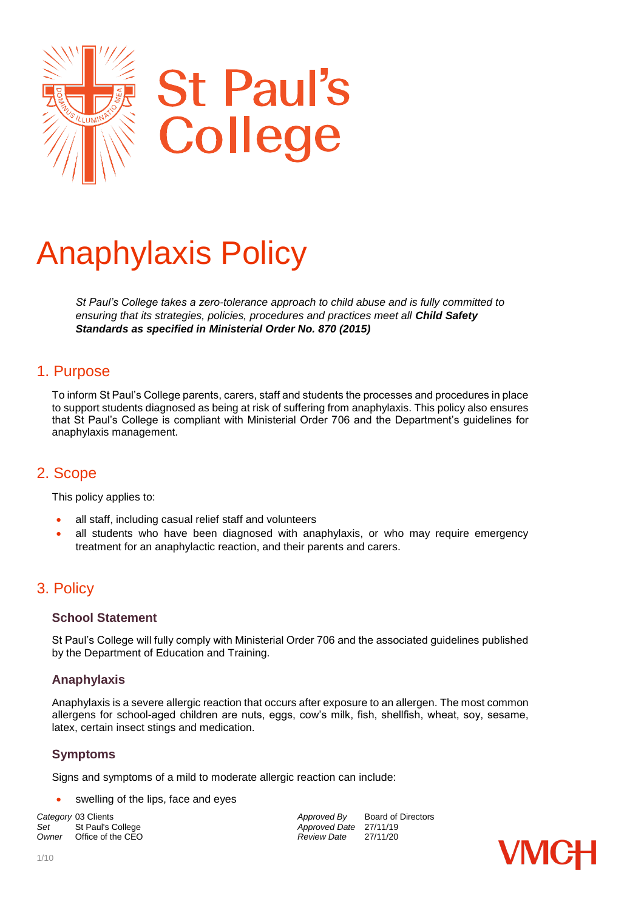St Paul's College

# Anaphylaxis Policy

*St Paul's College takes a zero-tolerance approach to child abuse and is fully committed to ensuring that its strategies, policies, procedures and practices meet all* ***Child Safety Standards as specified in Ministerial Order No. 870 (2015)***

## 1. Purpose

To inform St Paul's College parents, carers, staff and students the processes and procedures in place to support students diagnosed as being at risk of suffering from anaphylaxis. This policy also ensures that St Paul's College is compliant with Ministerial Order 706 and the Department's guidelines for anaphylaxis management.

## 2. Scope

This policy applies to:

- all staff, including casual relief staff and volunteers
- all students who have been diagnosed with anaphylaxis, or who may require emergency treatment for an anaphylactic reaction, and their parents and carers.

## 3. Policy

### School Statement

St Paul's College will fully comply with Ministerial Order 706 and the associated guidelines published by the Department of Education and Training.

### Anaphylaxis

Anaphylaxis is a severe allergic reaction that occurs after exposure to an allergen. The most common allergens for school-aged children are nuts, eggs, cow's milk, fish, shellfish, wheat, soy, sesame, latex, certain insect stings and medication.

### Symptoms

Signs and symptoms of a mild to moderate allergic reaction can include:

- swelling of the lips, face and eyes

*Category* 03 Clients
*Set* St Paul's College
*Owner* Office of the CEO

*Approved By* Board of Directors
*Approved Date* 27/11/19
*Review Date* 27/11/20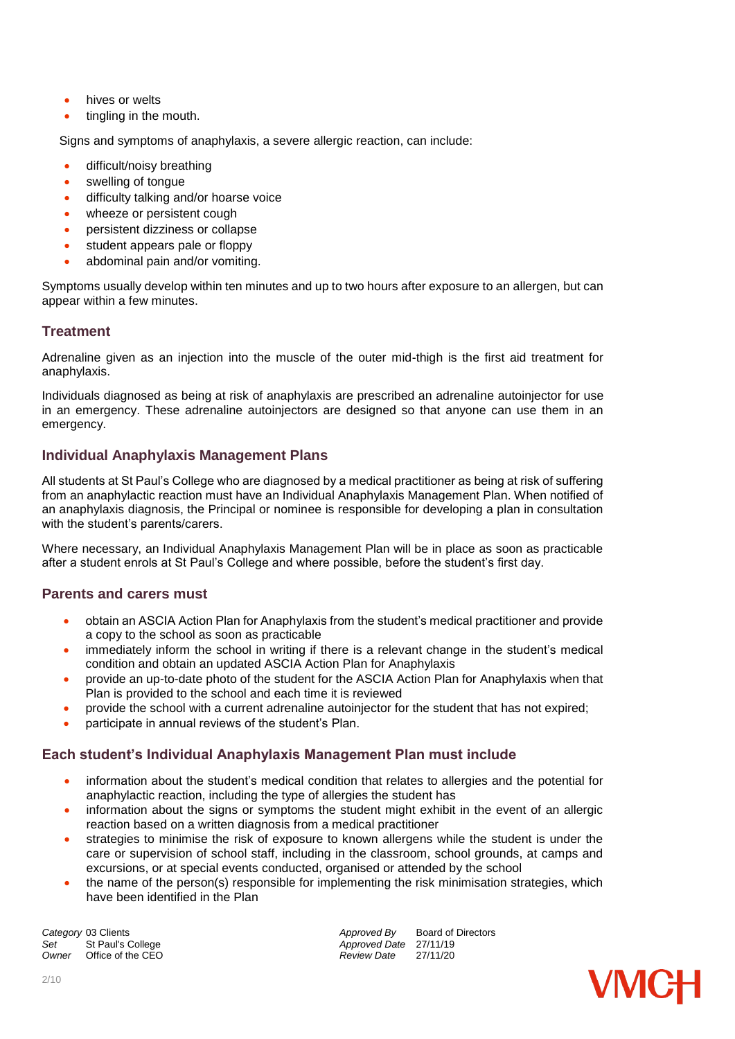- hives or welts
- tingling in the mouth.

Signs and symptoms of anaphylaxis, a severe allergic reaction, can include:

- difficult/noisy breathing
- swelling of tongue
- difficulty talking and/or hoarse voice
- wheeze or persistent cough
- persistent dizziness or collapse
- student appears pale or floppy
- abdominal pain and/or vomiting.

Symptoms usually develop within ten minutes and up to two hours after exposure to an allergen, but can appear within a few minutes.

## Treatment

Adrenaline given as an injection into the muscle of the outer mid-thigh is the first aid treatment for anaphylaxis.

Individuals diagnosed as being at risk of anaphylaxis are prescribed an adrenaline autoinjector for use in an emergency. These adrenaline autoinjectors are designed so that anyone can use them in an emergency.

## Individual Anaphylaxis Management Plans

All students at St Paul's College who are diagnosed by a medical practitioner as being at risk of suffering from an anaphylactic reaction must have an Individual Anaphylaxis Management Plan. When notified of an anaphylaxis diagnosis, the Principal or nominee is responsible for developing a plan in consultation with the student's parents/carers.

Where necessary, an Individual Anaphylaxis Management Plan will be in place as soon as practicable after a student enrols at St Paul's College and where possible, before the student's first day.

## Parents and carers must

- obtain an ASCIA Action Plan for Anaphylaxis from the student's medical practitioner and provide a copy to the school as soon as practicable
- immediately inform the school in writing if there is a relevant change in the student's medical condition and obtain an updated ASCIA Action Plan for Anaphylaxis
- provide an up-to-date photo of the student for the ASCIA Action Plan for Anaphylaxis when that Plan is provided to the school and each time it is reviewed
- provide the school with a current adrenaline autoinjector for the student that has not expired;
- participate in annual reviews of the student's Plan.

## Each student's Individual Anaphylaxis Management Plan must include

- information about the student's medical condition that relates to allergies and the potential for anaphylactic reaction, including the type of allergies the student has
- information about the signs or symptoms the student might exhibit in the event of an allergic reaction based on a written diagnosis from a medical practitioner
- strategies to minimise the risk of exposure to known allergens while the student is under the care or supervision of school staff, including in the classroom, school grounds, at camps and excursions, or at special events conducted, organised or attended by the school
- the name of the person(s) responsible for implementing the risk minimisation strategies, which have been identified in the Plan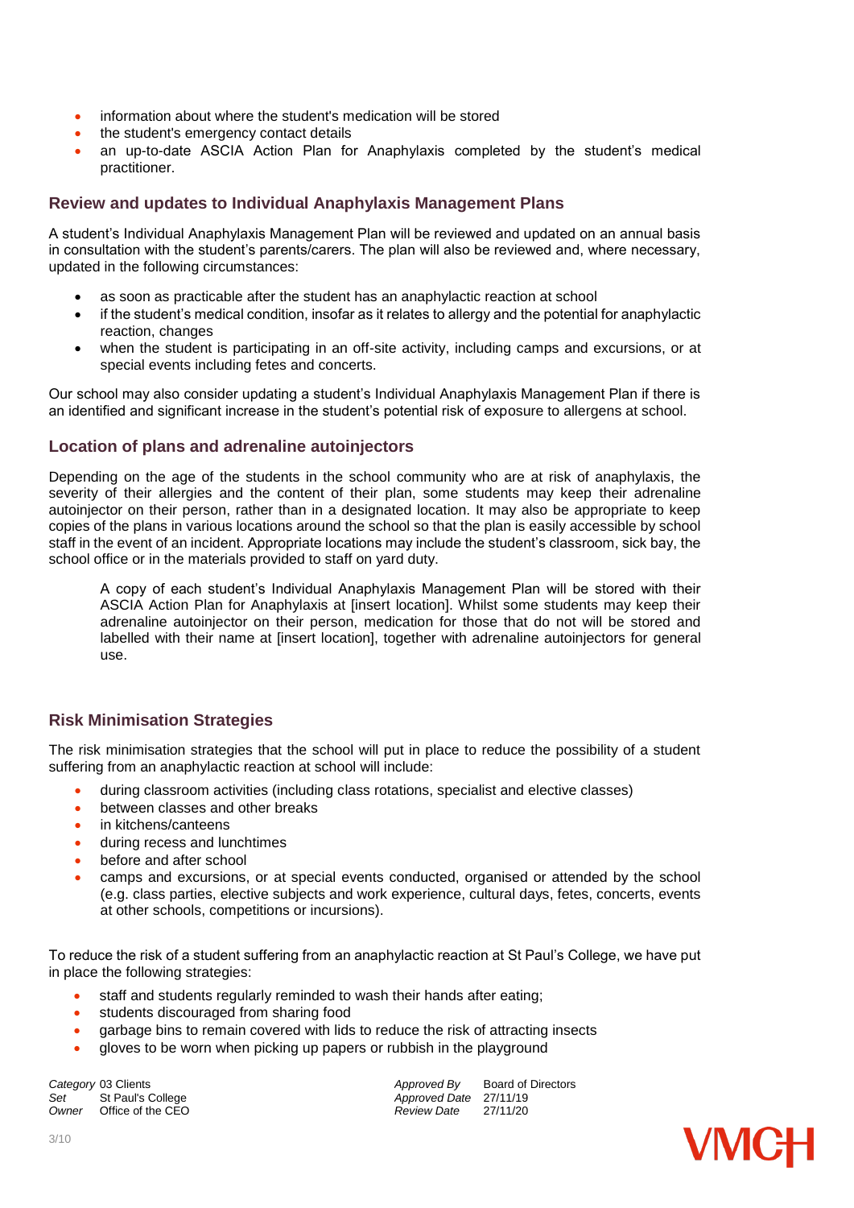- information about where the student's medication will be stored
- the student's emergency contact details
- an up-to-date ASCIA Action Plan for Anaphylaxis completed by the student's medical practitioner.

## Review and updates to Individual Anaphylaxis Management Plans

A student's Individual Anaphylaxis Management Plan will be reviewed and updated on an annual basis in consultation with the student's parents/carers. The plan will also be reviewed and, where necessary, updated in the following circumstances:

- as soon as practicable after the student has an anaphylactic reaction at school
- if the student's medical condition, insofar as it relates to allergy and the potential for anaphylactic reaction, changes
- when the student is participating in an off-site activity, including camps and excursions, or at special events including fetes and concerts.

Our school may also consider updating a student's Individual Anaphylaxis Management Plan if there is an identified and significant increase in the student's potential risk of exposure to allergens at school.

## Location of plans and adrenaline autoinjectors

Depending on the age of the students in the school community who are at risk of anaphylaxis, the severity of their allergies and the content of their plan, some students may keep their adrenaline autoinjector on their person, rather than in a designated location. It may also be appropriate to keep copies of the plans in various locations around the school so that the plan is easily accessible by school staff in the event of an incident. Appropriate locations may include the student's classroom, sick bay, the school office or in the materials provided to staff on yard duty.

> A copy of each student's Individual Anaphylaxis Management Plan will be stored with their ASCIA Action Plan for Anaphylaxis at [insert location]. Whilst some students may keep their adrenaline autoinjector on their person, medication for those that do not will be stored and labelled with their name at [insert location], together with adrenaline autoinjectors for general use.

## Risk Minimisation Strategies

The risk minimisation strategies that the school will put in place to reduce the possibility of a student suffering from an anaphylactic reaction at school will include:

- during classroom activities (including class rotations, specialist and elective classes)
- between classes and other breaks
- in kitchens/canteens
- during recess and lunchtimes
- before and after school
- camps and excursions, or at special events conducted, organised or attended by the school (e.g. class parties, elective subjects and work experience, cultural days, fetes, concerts, events at other schools, competitions or incursions).

To reduce the risk of a student suffering from an anaphylactic reaction at St Paul's College, we have put in place the following strategies:

- staff and students regularly reminded to wash their hands after eating;
- students discouraged from sharing food
- garbage bins to remain covered with lids to reduce the risk of attracting insects
- gloves to be worn when picking up papers or rubbish in the playground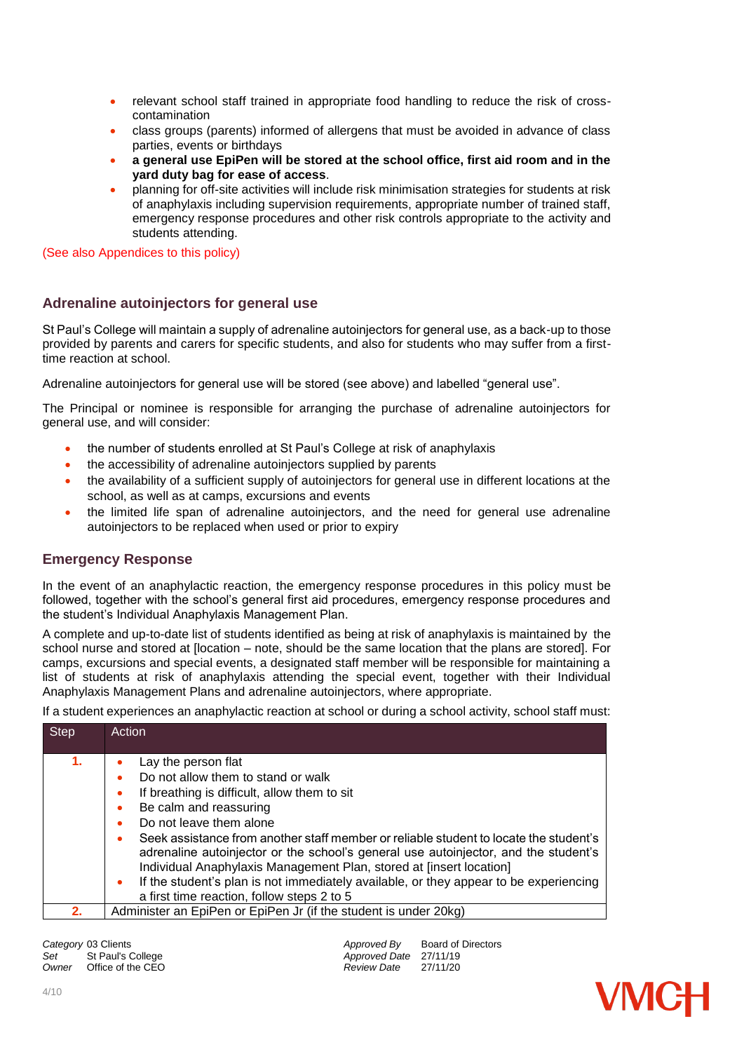- relevant school staff trained in appropriate food handling to reduce the risk of cross-contamination
- class groups (parents) informed of allergens that must be avoided in advance of class parties, events or birthdays
- **a general use EpiPen will be stored at the school office, first aid room and in the yard duty bag for ease of access**.
- planning for off-site activities will include risk minimisation strategies for students at risk of anaphylaxis including supervision requirements, appropriate number of trained staff, emergency response procedures and other risk controls appropriate to the activity and students attending.

(See also Appendices to this policy)

## Adrenaline autoinjectors for general use

St Paul's College will maintain a supply of adrenaline autoinjectors for general use, as a back-up to those provided by parents and carers for specific students, and also for students who may suffer from a first-time reaction at school.

Adrenaline autoinjectors for general use will be stored (see above) and labelled "general use".

The Principal or nominee is responsible for arranging the purchase of adrenaline autoinjectors for general use, and will consider:

- the number of students enrolled at St Paul's College at risk of anaphylaxis
- the accessibility of adrenaline autoinjectors supplied by parents
- the availability of a sufficient supply of autoinjectors for general use in different locations at the school, as well as at camps, excursions and events
- the limited life span of adrenaline autoinjectors, and the need for general use adrenaline autoinjectors to be replaced when used or prior to expiry

## Emergency Response

In the event of an anaphylactic reaction, the emergency response procedures in this policy must be followed, together with the school's general first aid procedures, emergency response procedures and the student's Individual Anaphylaxis Management Plan.

A complete and up-to-date list of students identified as being at risk of anaphylaxis is maintained by the school nurse and stored at [location – note, should be the same location that the plans are stored]. For camps, excursions and special events, a designated staff member will be responsible for maintaining a list of students at risk of anaphylaxis attending the special event, together with their Individual Anaphylaxis Management Plans and adrenaline autoinjectors, where appropriate.

If a student experiences an anaphylactic reaction at school or during a school activity, school staff must:

| Step | Action |
|---|---|
| 1. | • Lay the person flat<br>• Do not allow them to stand or walk<br>• If breathing is difficult, allow them to sit<br>• Be calm and reassuring<br>• Do not leave them alone<br>• Seek assistance from another staff member or reliable student to locate the student's adrenaline autoinjector or the school's general use autoinjector, and the student's Individual Anaphylaxis Management Plan, stored at [insert location]<br>• If the student's plan is not immediately available, or they appear to be experiencing a first time reaction, follow steps 2 to 5 |
| 2. | Administer an EpiPen or EpiPen Jr (if the student is under 20kg) |

*Category* 03 Clients
*Set* St Paul's College
*Owner* Office of the CEO

*Approved By* Board of Directors
*Approved Date* 27/11/19
*Review Date* 27/11/20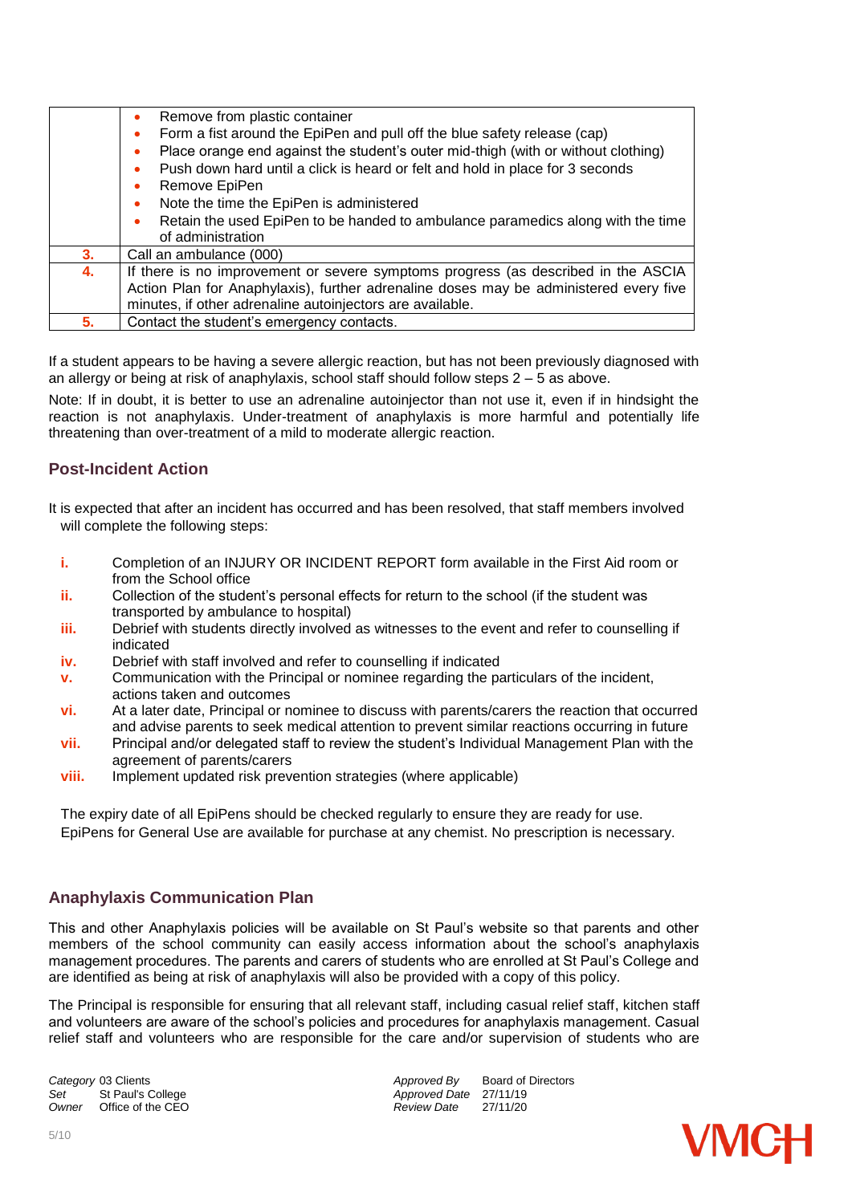| | |
|---|---|
| | • Remove from plastic container<br>• Form a fist around the EpiPen and pull off the blue safety release (cap)<br>• Place orange end against the student's outer mid-thigh (with or without clothing)<br>• Push down hard until a click is heard or felt and hold in place for 3 seconds<br>• Remove EpiPen<br>• Note the time the EpiPen is administered<br>• Retain the used EpiPen to be handed to ambulance paramedics along with the time of administration |
| **3.** | Call an ambulance (000) |
| **4.** | If there is no improvement or severe symptoms progress (as described in the ASCIA Action Plan for Anaphylaxis), further adrenaline doses may be administered every five minutes, if other adrenaline autoinjectors are available. |
| **5.** | Contact the student's emergency contacts. |

If a student appears to be having a severe allergic reaction, but has not been previously diagnosed with an allergy or being at risk of anaphylaxis, school staff should follow steps 2 – 5 as above.

Note: If in doubt, it is better to use an adrenaline autoinjector than not use it, even if in hindsight the reaction is not anaphylaxis. Under-treatment of anaphylaxis is more harmful and potentially life threatening than over-treatment of a mild to moderate allergic reaction.

## Post-Incident Action

It is expected that after an incident has occurred and has been resolved, that staff members involved will complete the following steps:

- **i.** Completion of an INJURY OR INCIDENT REPORT form available in the First Aid room or from the School office
- **ii.** Collection of the student's personal effects for return to the school (if the student was transported by ambulance to hospital)
- **iii.** Debrief with students directly involved as witnesses to the event and refer to counselling if indicated
- **iv.** Debrief with staff involved and refer to counselling if indicated
- **v.** Communication with the Principal or nominee regarding the particulars of the incident, actions taken and outcomes
- **vi.** At a later date, Principal or nominee to discuss with parents/carers the reaction that occurred and advise parents to seek medical attention to prevent similar reactions occurring in future
- **vii.** Principal and/or delegated staff to review the student's Individual Management Plan with the agreement of parents/carers
- **viii.** Implement updated risk prevention strategies (where applicable)

The expiry date of all EpiPens should be checked regularly to ensure they are ready for use.
EpiPens for General Use are available for purchase at any chemist. No prescription is necessary.

## Anaphylaxis Communication Plan

This and other Anaphylaxis policies will be available on St Paul's website so that parents and other members of the school community can easily access information about the school's anaphylaxis management procedures. The parents and carers of students who are enrolled at St Paul's College and are identified as being at risk of anaphylaxis will also be provided with a copy of this policy.

The Principal is responsible for ensuring that all relevant staff, including casual relief staff, kitchen staff and volunteers are aware of the school's policies and procedures for anaphylaxis management. Casual relief staff and volunteers who are responsible for the care and/or supervision of students who are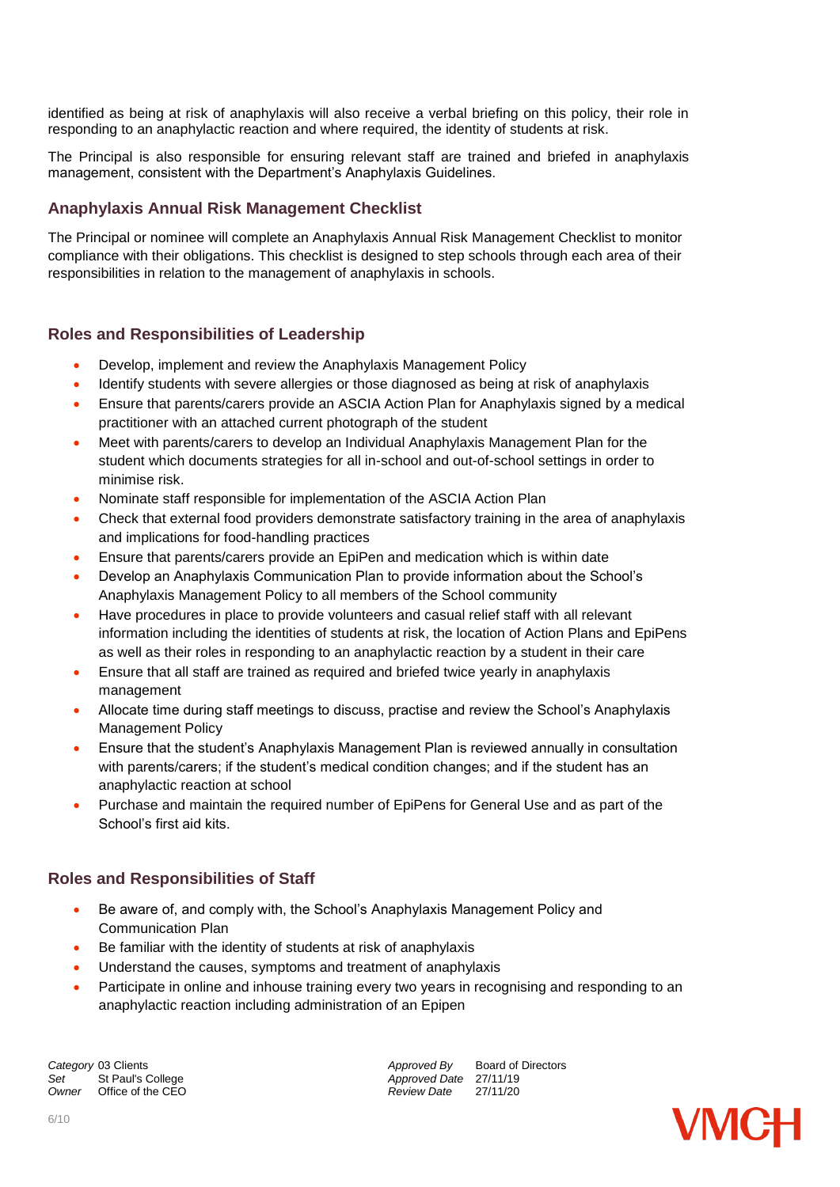identified as being at risk of anaphylaxis will also receive a verbal briefing on this policy, their role in responding to an anaphylactic reaction and where required, the identity of students at risk.

The Principal is also responsible for ensuring relevant staff are trained and briefed in anaphylaxis management, consistent with the Department's Anaphylaxis Guidelines.

### Anaphylaxis Annual Risk Management Checklist

The Principal or nominee will complete an Anaphylaxis Annual Risk Management Checklist to monitor compliance with their obligations. This checklist is designed to step schools through each area of their responsibilities in relation to the management of anaphylaxis in schools.

### Roles and Responsibilities of Leadership

- Develop, implement and review the Anaphylaxis Management Policy
- Identify students with severe allergies or those diagnosed as being at risk of anaphylaxis
- Ensure that parents/carers provide an ASCIA Action Plan for Anaphylaxis signed by a medical practitioner with an attached current photograph of the student
- Meet with parents/carers to develop an Individual Anaphylaxis Management Plan for the student which documents strategies for all in-school and out-of-school settings in order to minimise risk.
- Nominate staff responsible for implementation of the ASCIA Action Plan
- Check that external food providers demonstrate satisfactory training in the area of anaphylaxis and implications for food-handling practices
- Ensure that parents/carers provide an EpiPen and medication which is within date
- Develop an Anaphylaxis Communication Plan to provide information about the School's Anaphylaxis Management Policy to all members of the School community
- Have procedures in place to provide volunteers and casual relief staff with all relevant information including the identities of students at risk, the location of Action Plans and EpiPens as well as their roles in responding to an anaphylactic reaction by a student in their care
- Ensure that all staff are trained as required and briefed twice yearly in anaphylaxis management
- Allocate time during staff meetings to discuss, practise and review the School's Anaphylaxis Management Policy
- Ensure that the student's Anaphylaxis Management Plan is reviewed annually in consultation with parents/carers; if the student's medical condition changes; and if the student has an anaphylactic reaction at school
- Purchase and maintain the required number of EpiPens for General Use and as part of the School's first aid kits.

### Roles and Responsibilities of Staff

- Be aware of, and comply with, the School's Anaphylaxis Management Policy and Communication Plan
- Be familiar with the identity of students at risk of anaphylaxis
- Understand the causes, symptoms and treatment of anaphylaxis
- Participate in online and inhouse training every two years in recognising and responding to an anaphylactic reaction including administration of an Epipen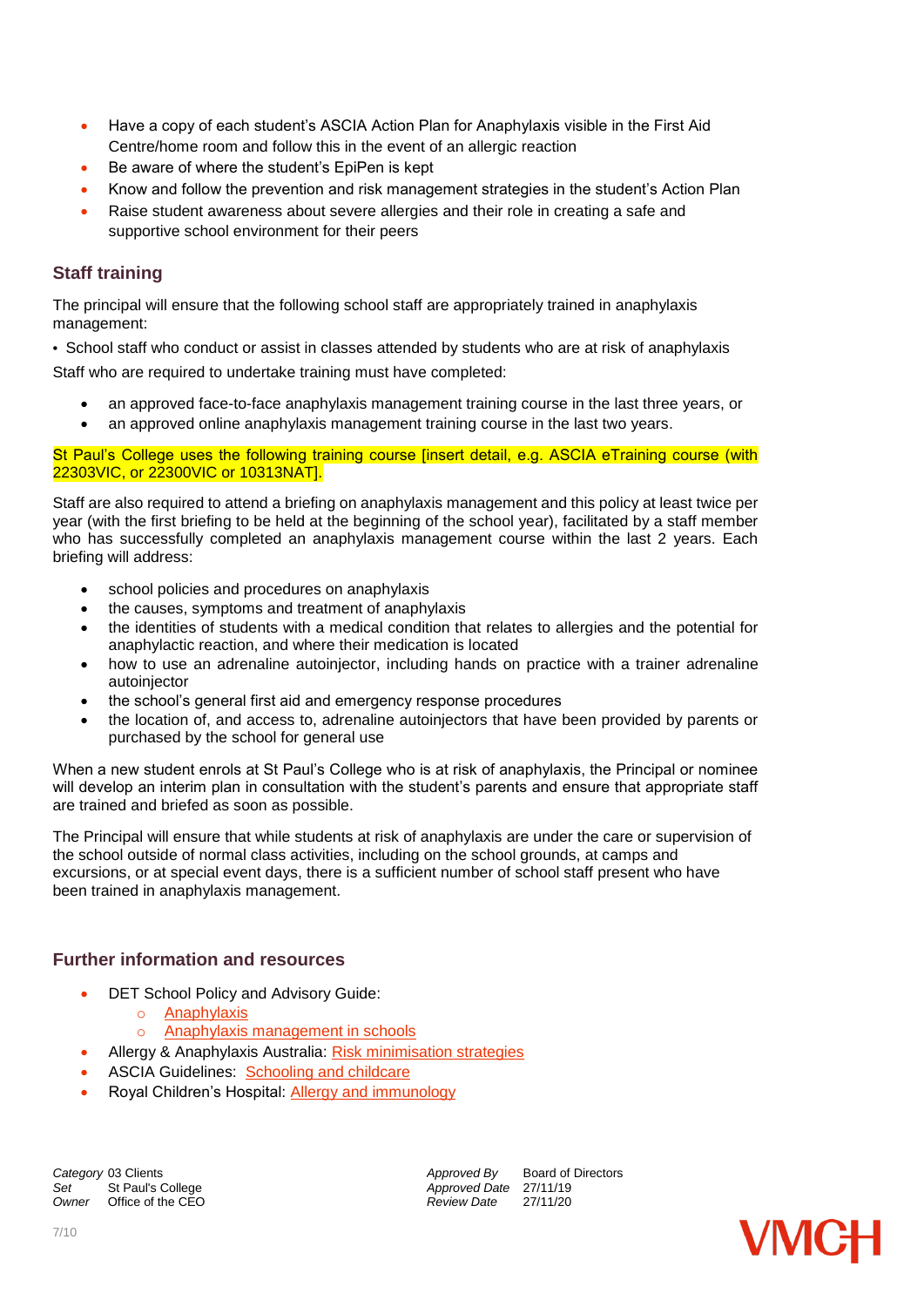- Have a copy of each student's ASCIA Action Plan for Anaphylaxis visible in the First Aid Centre/home room and follow this in the event of an allergic reaction
- Be aware of where the student's EpiPen is kept
- Know and follow the prevention and risk management strategies in the student's Action Plan
- Raise student awareness about severe allergies and their role in creating a safe and supportive school environment for their peers

## Staff training

The principal will ensure that the following school staff are appropriately trained in anaphylaxis management:

- School staff who conduct or assist in classes attended by students who are at risk of anaphylaxis

Staff who are required to undertake training must have completed:

- an approved face-to-face anaphylaxis management training course in the last three years, or
- an approved online anaphylaxis management training course in the last two years.

St Paul's College uses the following training course [insert detail, e.g. ASCIA eTraining course (with 22303VIC, or 22300VIC or 10313NAT].

Staff are also required to attend a briefing on anaphylaxis management and this policy at least twice per year (with the first briefing to be held at the beginning of the school year), facilitated by a staff member who has successfully completed an anaphylaxis management course within the last 2 years. Each briefing will address:

- school policies and procedures on anaphylaxis
- the causes, symptoms and treatment of anaphylaxis
- the identities of students with a medical condition that relates to allergies and the potential for anaphylactic reaction, and where their medication is located
- how to use an adrenaline autoinjector, including hands on practice with a trainer adrenaline autoinjector
- the school's general first aid and emergency response procedures
- the location of, and access to, adrenaline autoinjectors that have been provided by parents or purchased by the school for general use

When a new student enrols at St Paul's College who is at risk of anaphylaxis, the Principal or nominee will develop an interim plan in consultation with the student's parents and ensure that appropriate staff are trained and briefed as soon as possible.

The Principal will ensure that while students at risk of anaphylaxis are under the care or supervision of the school outside of normal class activities, including on the school grounds, at camps and excursions, or at special event days, there is a sufficient number of school staff present who have been trained in anaphylaxis management.

## Further information and resources

- DET School Policy and Advisory Guide:
  - Anaphylaxis
  - Anaphylaxis management in schools
- Allergy & Anaphylaxis Australia: Risk minimisation strategies
- ASCIA Guidelines: Schooling and childcare
- Royal Children's Hospital: Allergy and immunology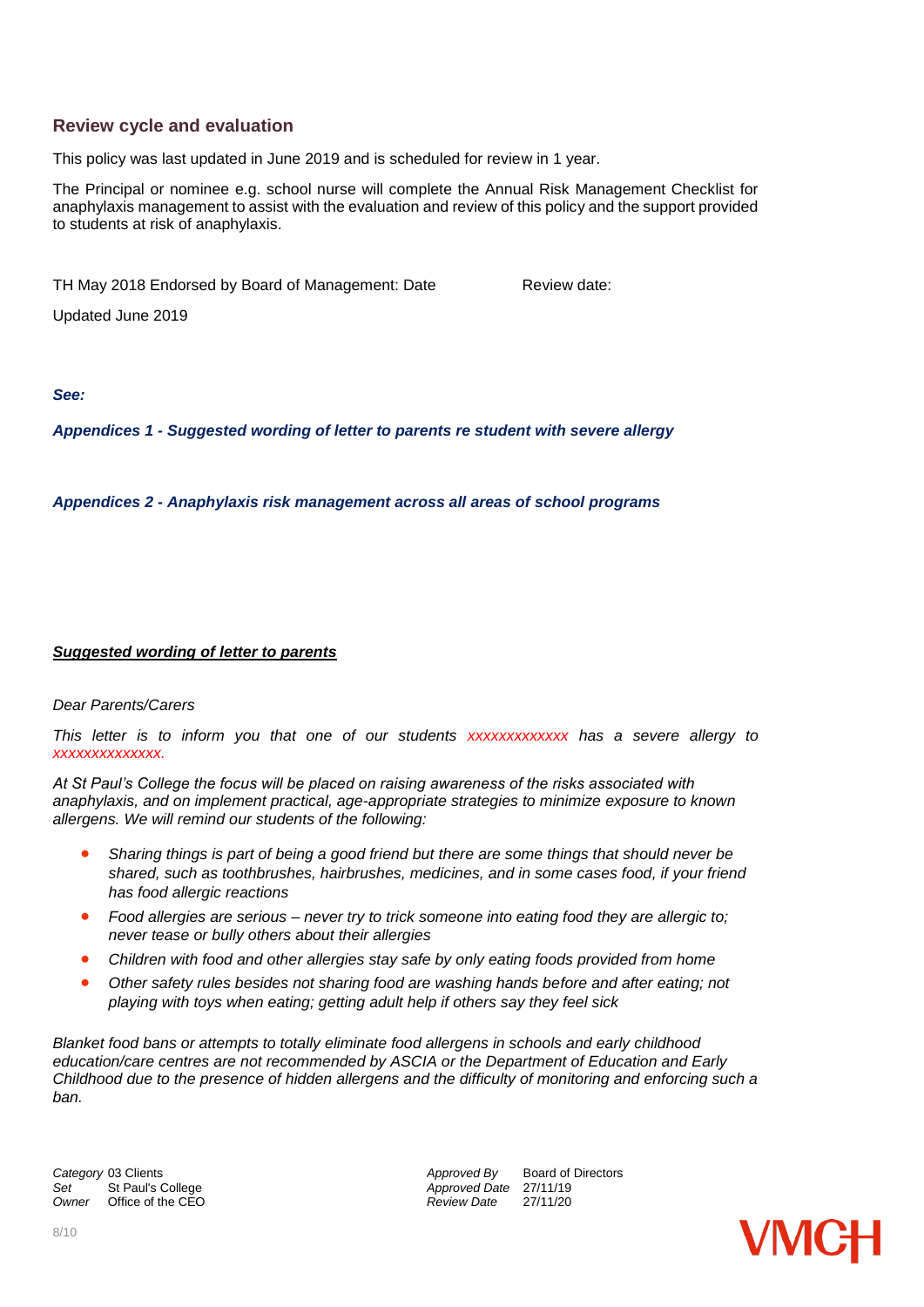## Review cycle and evaluation

This policy was last updated in June 2019 and is scheduled for review in 1 year.

The Principal or nominee e.g. school nurse will complete the Annual Risk Management Checklist for anaphylaxis management to assist with the evaluation and review of this policy and the support provided to students at risk of anaphylaxis.

TH May 2018 Endorsed by Board of Management: Date Review date:

Updated June 2019

***See:***

***Appendices 1 - Suggested wording of letter to parents re student with severe allergy***

***Appendices 2 - Anaphylaxis risk management across all areas of school programs***

***Suggested wording of letter to parents***

*Dear Parents/Carers*

*This letter is to inform you that one of our students xxxxxxxxxxxxx has a severe allergy to xxxxxxxxxxxxxx.*

*At St Paul's College the focus will be placed on raising awareness of the risks associated with anaphylaxis, and on implement practical, age-appropriate strategies to minimize exposure to known allergens. We will remind our students of the following:*

- *Sharing things is part of being a good friend but there are some things that should never be shared, such as toothbrushes, hairbrushes, medicines, and in some cases food, if your friend has food allergic reactions*
- *Food allergies are serious – never try to trick someone into eating food they are allergic to; never tease or bully others about their allergies*
- *Children with food and other allergies stay safe by only eating foods provided from home*
- *Other safety rules besides not sharing food are washing hands before and after eating; not playing with toys when eating; getting adult help if others say they feel sick*

*Blanket food bans or attempts to totally eliminate food allergens in schools and early childhood education/care centres are not recommended by ASCIA or the Department of Education and Early Childhood due to the presence of hidden allergens and the difficulty of monitoring and enforcing such a ban.*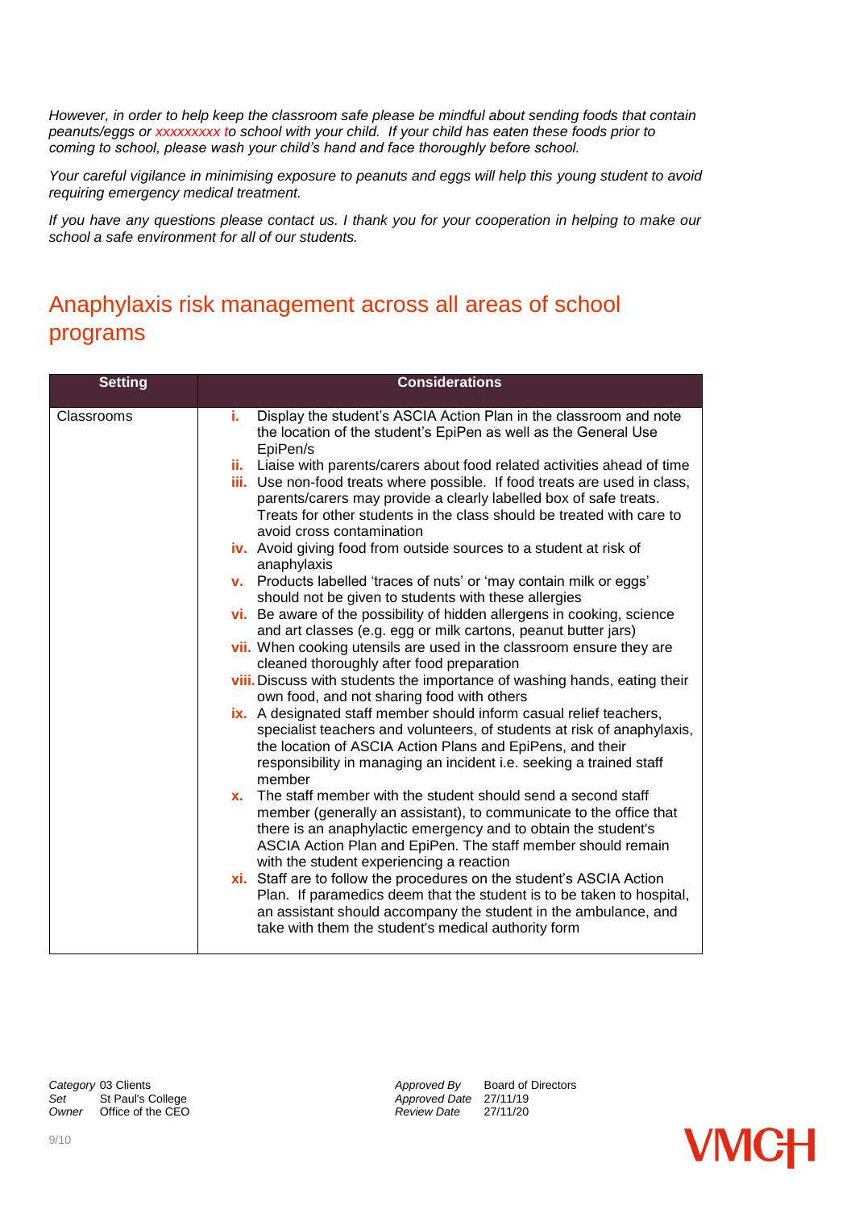*However, in order to help keep the classroom safe please be mindful about sending foods that contain peanuts/eggs or xxxxxxxxx to school with your child. If your child has eaten these foods prior to coming to school, please wash your child's hand and face thoroughly before school.*

*Your careful vigilance in minimising exposure to peanuts and eggs will help this young student to avoid requiring emergency medical treatment.*

*If you have any questions please contact us. I thank you for your cooperation in helping to make our school a safe environment for all of our students.*

## Anaphylaxis risk management across all areas of school programs

| Setting | Considerations |
|---|---|
| Classrooms | i. Display the student's ASCIA Action Plan in the classroom and note the location of the student's EpiPen as well as the General Use EpiPen/s<br>ii. Liaise with parents/carers about food related activities ahead of time<br>iii. Use non-food treats where possible. If food treats are used in class, parents/carers may provide a clearly labelled box of safe treats. Treats for other students in the class should be treated with care to avoid cross contamination<br>iv. Avoid giving food from outside sources to a student at risk of anaphylaxis<br>v. Products labelled 'traces of nuts' or 'may contain milk or eggs' should not be given to students with these allergies<br>vi. Be aware of the possibility of hidden allergens in cooking, science and art classes (e.g. egg or milk cartons, peanut butter jars)<br>vii. When cooking utensils are used in the classroom ensure they are cleaned thoroughly after food preparation<br>viii. Discuss with students the importance of washing hands, eating their own food, and not sharing food with others<br>ix. A designated staff member should inform casual relief teachers, specialist teachers and volunteers, of students at risk of anaphylaxis, the location of ASCIA Action Plans and EpiPens, and their responsibility in managing an incident i.e. seeking a trained staff member<br>x. The staff member with the student should send a second staff member (generally an assistant), to communicate to the office that there is an anaphylactic emergency and to obtain the student's ASCIA Action Plan and EpiPen. The staff member should remain with the student experiencing a reaction<br>xi. Staff are to follow the procedures on the student's ASCIA Action Plan. If paramedics deem that the student is to be taken to hospital, an assistant should accompany the student in the ambulance, and take with them the student's medical authority form |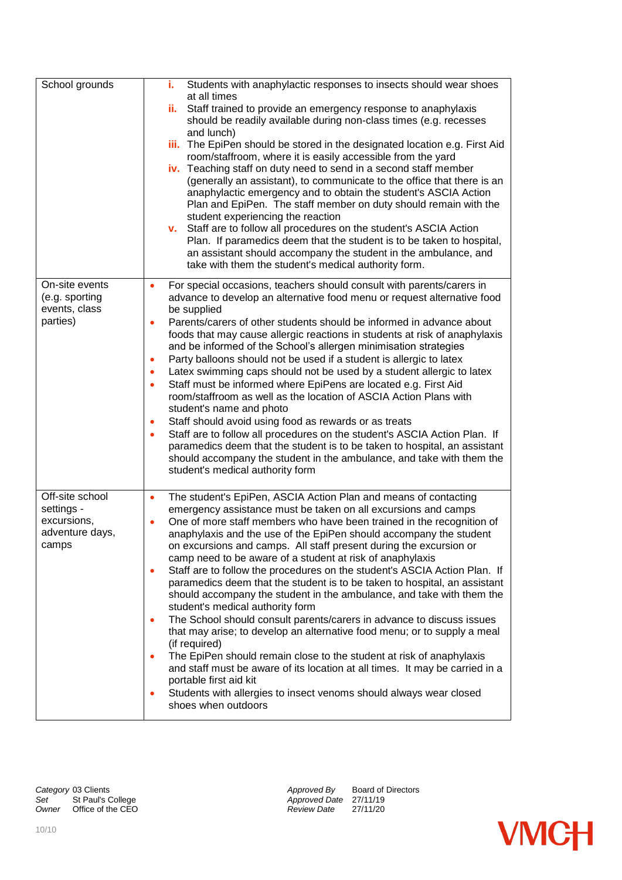| | |
|---|---|
| School grounds | i. Students with anaphylactic responses to insects should wear shoes at all times<br>ii. Staff trained to provide an emergency response to anaphylaxis should be readily available during non-class times (e.g. recesses and lunch)<br>iii. The EpiPen should be stored in the designated location e.g. First Aid room/staffroom, where it is easily accessible from the yard<br>iv. Teaching staff on duty need to send in a second staff member (generally an assistant), to communicate to the office that there is an anaphylactic emergency and to obtain the student's ASCIA Action Plan and EpiPen. The staff member on duty should remain with the student experiencing the reaction<br>v. Staff are to follow all procedures on the student's ASCIA Action Plan. If paramedics deem that the student is to be taken to hospital, an assistant should accompany the student in the ambulance, and take with them the student's medical authority form. |
| On-site events (e.g. sporting events, class parties) | • For special occasions, teachers should consult with parents/carers in advance to develop an alternative food menu or request alternative food be supplied<br>• Parents/carers of other students should be informed in advance about foods that may cause allergic reactions in students at risk of anaphylaxis and be informed of the School's allergen minimisation strategies<br>• Party balloons should not be used if a student is allergic to latex<br>• Latex swimming caps should not be used by a student allergic to latex<br>• Staff must be informed where EpiPens are located e.g. First Aid room/staffroom as well as the location of ASCIA Action Plans with student's name and photo<br>• Staff should avoid using food as rewards or as treats<br>• Staff are to follow all procedures on the student's ASCIA Action Plan. If paramedics deem that the student is to be taken to hospital, an assistant should accompany the student in the ambulance, and take with them the student's medical authority form |
| Off-site school settings - excursions, adventure days, camps | • The student's EpiPen, ASCIA Action Plan and means of contacting emergency assistance must be taken on all excursions and camps<br>• One of more staff members who have been trained in the recognition of anaphylaxis and the use of the EpiPen should accompany the student on excursions and camps. All staff present during the excursion or camp need to be aware of a student at risk of anaphylaxis<br>• Staff are to follow the procedures on the student's ASCIA Action Plan. If paramedics deem that the student is to be taken to hospital, an assistant should accompany the student in the ambulance, and take with them the student's medical authority form<br>• The School should consult parents/carers in advance to discuss issues that may arise; to develop an alternative food menu; or to supply a meal (if required)<br>• The EpiPen should remain close to the student at risk of anaphylaxis and staff must be aware of its location at all times. It may be carried in a portable first aid kit<br>• Students with allergies to insect venoms should always wear closed shoes when outdoors |